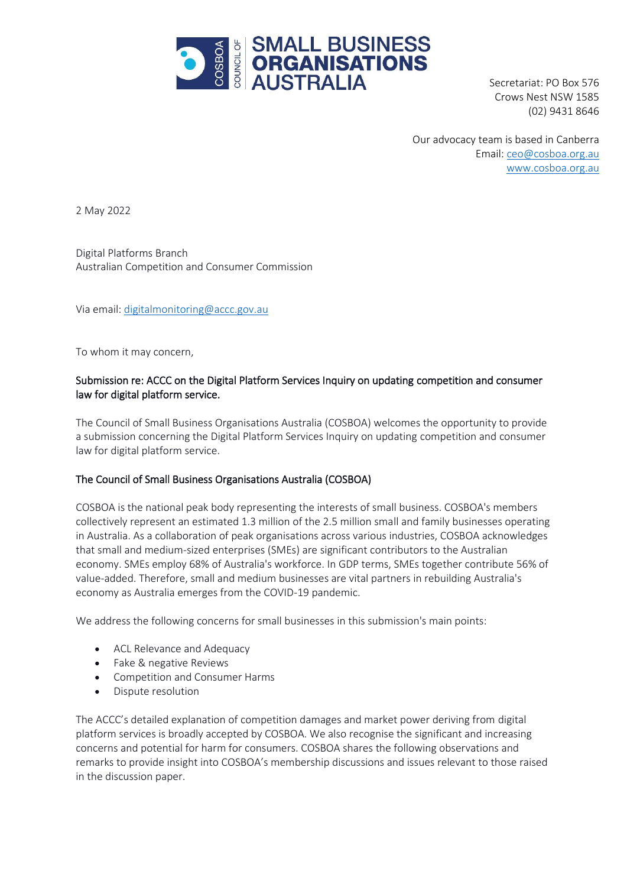# COUNCIL OF SMALL BUSINESS ORGANISATIONS AUSTRALIA

Secretariat: PO Box 576
Crows Nest NSW 1585
(02) 9431 8646

Our advocacy team is based in Canberra
Email: ceo@cosboa.org.au
www.cosboa.org.au

2 May 2022

Digital Platforms Branch
Australian Competition and Consumer Commission

Via email: digitalmonitoring@accc.gov.au

To whom it may concern,

## Submission re: ACCC on the Digital Platform Services Inquiry on updating competition and consumer law for digital platform service.

The Council of Small Business Organisations Australia (COSBOA) welcomes the opportunity to provide a submission concerning the Digital Platform Services Inquiry on updating competition and consumer law for digital platform service.

## The Council of Small Business Organisations Australia (COSBOA)

COSBOA is the national peak body representing the interests of small business. COSBOA's members collectively represent an estimated 1.3 million of the 2.5 million small and family businesses operating in Australia. As a collaboration of peak organisations across various industries, COSBOA acknowledges that small and medium-sized enterprises (SMEs) are significant contributors to the Australian economy. SMEs employ 68% of Australia's workforce. In GDP terms, SMEs together contribute 56% of value-added. Therefore, small and medium businesses are vital partners in rebuilding Australia's economy as Australia emerges from the COVID-19 pandemic.

We address the following concerns for small businesses in this submission's main points:

- ACL Relevance and Adequacy
- Fake & negative Reviews
- Competition and Consumer Harms
- Dispute resolution

The ACCC's detailed explanation of competition damages and market power deriving from digital platform services is broadly accepted by COSBOA. We also recognise the significant and increasing concerns and potential for harm for consumers. COSBOA shares the following observations and remarks to provide insight into COSBOA's membership discussions and issues relevant to those raised in the discussion paper.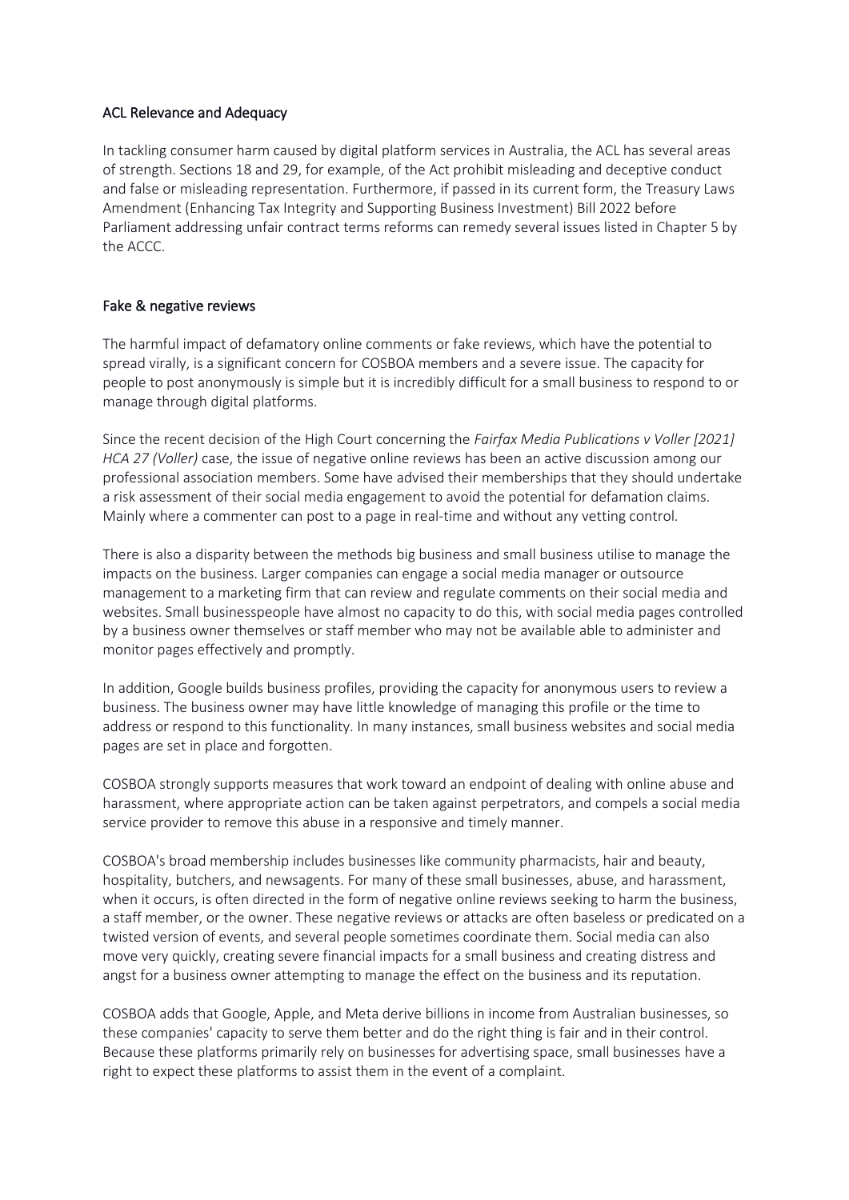## ACL Relevance and Adequacy

In tackling consumer harm caused by digital platform services in Australia, the ACL has several areas of strength. Sections 18 and 29, for example, of the Act prohibit misleading and deceptive conduct and false or misleading representation. Furthermore, if passed in its current form, the Treasury Laws Amendment (Enhancing Tax Integrity and Supporting Business Investment) Bill 2022 before Parliament addressing unfair contract terms reforms can remedy several issues listed in Chapter 5 by the ACCC.

## Fake & negative reviews

The harmful impact of defamatory online comments or fake reviews, which have the potential to spread virally, is a significant concern for COSBOA members and a severe issue. The capacity for people to post anonymously is simple but it is incredibly difficult for a small business to respond to or manage through digital platforms.

Since the recent decision of the High Court concerning the *Fairfax Media Publications v Voller [2021] HCA 27 (Voller)* case, the issue of negative online reviews has been an active discussion among our professional association members. Some have advised their memberships that they should undertake a risk assessment of their social media engagement to avoid the potential for defamation claims. Mainly where a commenter can post to a page in real-time and without any vetting control.

There is also a disparity between the methods big business and small business utilise to manage the impacts on the business. Larger companies can engage a social media manager or outsource management to a marketing firm that can review and regulate comments on their social media and websites. Small businesspeople have almost no capacity to do this, with social media pages controlled by a business owner themselves or staff member who may not be available able to administer and monitor pages effectively and promptly.

In addition, Google builds business profiles, providing the capacity for anonymous users to review a business. The business owner may have little knowledge of managing this profile or the time to address or respond to this functionality. In many instances, small business websites and social media pages are set in place and forgotten.

COSBOA strongly supports measures that work toward an endpoint of dealing with online abuse and harassment, where appropriate action can be taken against perpetrators, and compels a social media service provider to remove this abuse in a responsive and timely manner.

COSBOA's broad membership includes businesses like community pharmacists, hair and beauty, hospitality, butchers, and newsagents. For many of these small businesses, abuse, and harassment, when it occurs, is often directed in the form of negative online reviews seeking to harm the business, a staff member, or the owner. These negative reviews or attacks are often baseless or predicated on a twisted version of events, and several people sometimes coordinate them. Social media can also move very quickly, creating severe financial impacts for a small business and creating distress and angst for a business owner attempting to manage the effect on the business and its reputation.

COSBOA adds that Google, Apple, and Meta derive billions in income from Australian businesses, so these companies' capacity to serve them better and do the right thing is fair and in their control. Because these platforms primarily rely on businesses for advertising space, small businesses have a right to expect these platforms to assist them in the event of a complaint.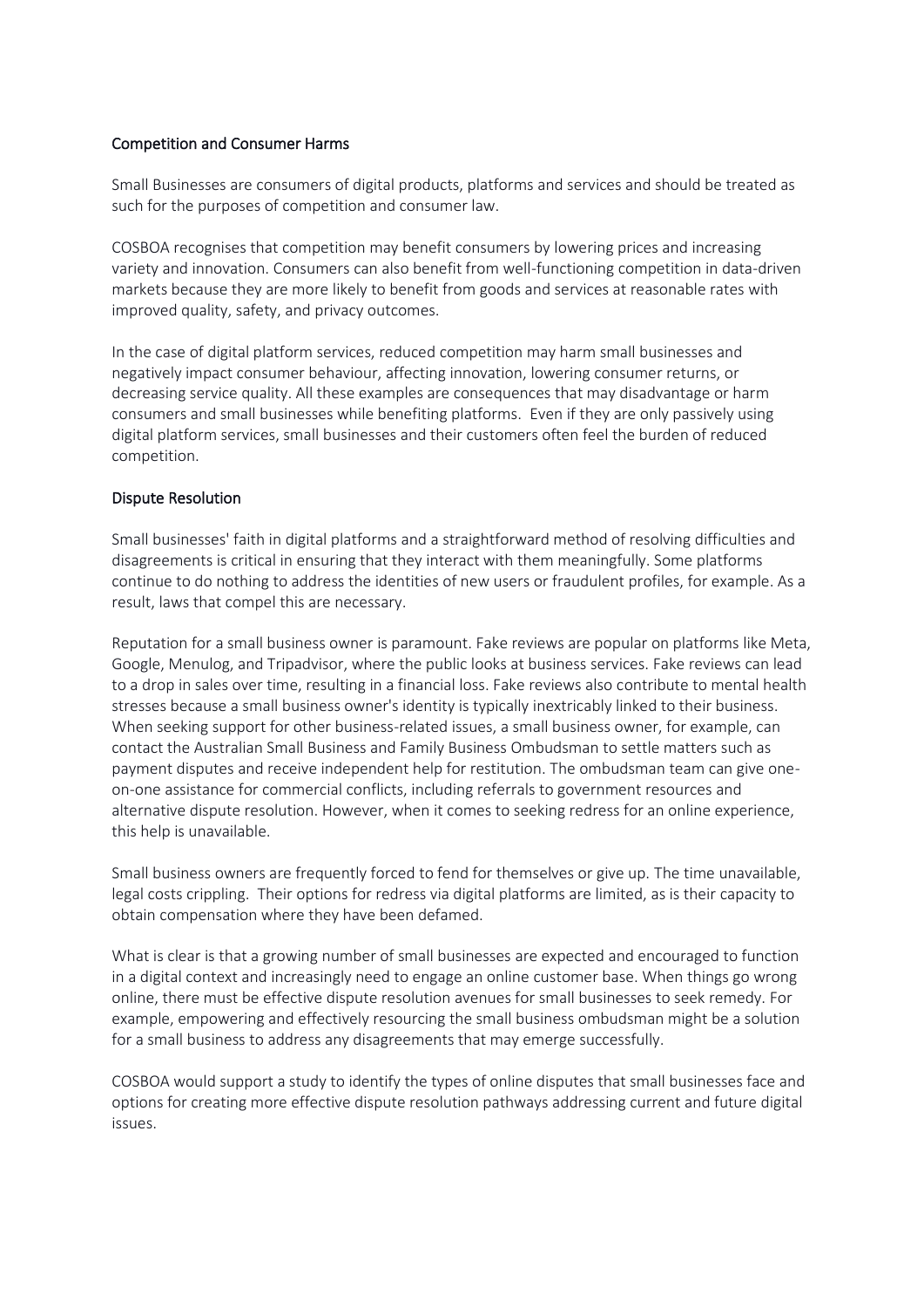## Competition and Consumer Harms

Small Businesses are consumers of digital products, platforms and services and should be treated as such for the purposes of competition and consumer law.

COSBOA recognises that competition may benefit consumers by lowering prices and increasing variety and innovation. Consumers can also benefit from well-functioning competition in data-driven markets because they are more likely to benefit from goods and services at reasonable rates with improved quality, safety, and privacy outcomes.

In the case of digital platform services, reduced competition may harm small businesses and negatively impact consumer behaviour, affecting innovation, lowering consumer returns, or decreasing service quality. All these examples are consequences that may disadvantage or harm consumers and small businesses while benefiting platforms. Even if they are only passively using digital platform services, small businesses and their customers often feel the burden of reduced competition.

## Dispute Resolution

Small businesses' faith in digital platforms and a straightforward method of resolving difficulties and disagreements is critical in ensuring that they interact with them meaningfully. Some platforms continue to do nothing to address the identities of new users or fraudulent profiles, for example. As a result, laws that compel this are necessary.

Reputation for a small business owner is paramount. Fake reviews are popular on platforms like Meta, Google, Menulog, and Tripadvisor, where the public looks at business services. Fake reviews can lead to a drop in sales over time, resulting in a financial loss. Fake reviews also contribute to mental health stresses because a small business owner's identity is typically inextricably linked to their business. When seeking support for other business-related issues, a small business owner, for example, can contact the Australian Small Business and Family Business Ombudsman to settle matters such as payment disputes and receive independent help for restitution. The ombudsman team can give one-on-one assistance for commercial conflicts, including referrals to government resources and alternative dispute resolution. However, when it comes to seeking redress for an online experience, this help is unavailable.

Small business owners are frequently forced to fend for themselves or give up. The time unavailable, legal costs crippling. Their options for redress via digital platforms are limited, as is their capacity to obtain compensation where they have been defamed.

What is clear is that a growing number of small businesses are expected and encouraged to function in a digital context and increasingly need to engage an online customer base. When things go wrong online, there must be effective dispute resolution avenues for small businesses to seek remedy. For example, empowering and effectively resourcing the small business ombudsman might be a solution for a small business to address any disagreements that may emerge successfully.

COSBOA would support a study to identify the types of online disputes that small businesses face and options for creating more effective dispute resolution pathways addressing current and future digital issues.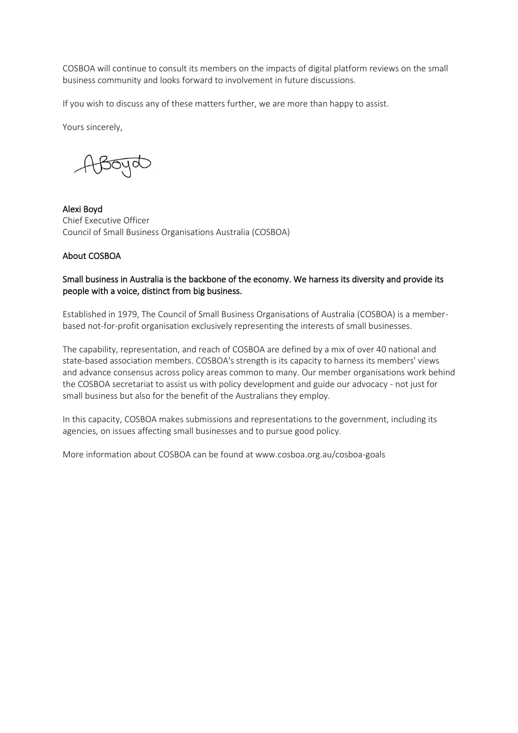COSBOA will continue to consult its members on the impacts of digital platform reviews on the small business community and looks forward to involvement in future discussions.

If you wish to discuss any of these matters further, we are more than happy to assist.

Yours sincerely,

ABoyd

**Alexi Boyd**
Chief Executive Officer
Council of Small Business Organisations Australia (COSBOA)

## About COSBOA

**Small business in Australia is the backbone of the economy. We harness its diversity and provide its people with a voice, distinct from big business.**

Established in 1979, The Council of Small Business Organisations of Australia (COSBOA) is a member-based not-for-profit organisation exclusively representing the interests of small businesses.

The capability, representation, and reach of COSBOA are defined by a mix of over 40 national and state-based association members. COSBOA's strength is its capacity to harness its members' views and advance consensus across policy areas common to many. Our member organisations work behind the COSBOA secretariat to assist us with policy development and guide our advocacy - not just for small business but also for the benefit of the Australians they employ.

In this capacity, COSBOA makes submissions and representations to the government, including its agencies, on issues affecting small businesses and to pursue good policy.

More information about COSBOA can be found at www.cosboa.org.au/cosboa-goals